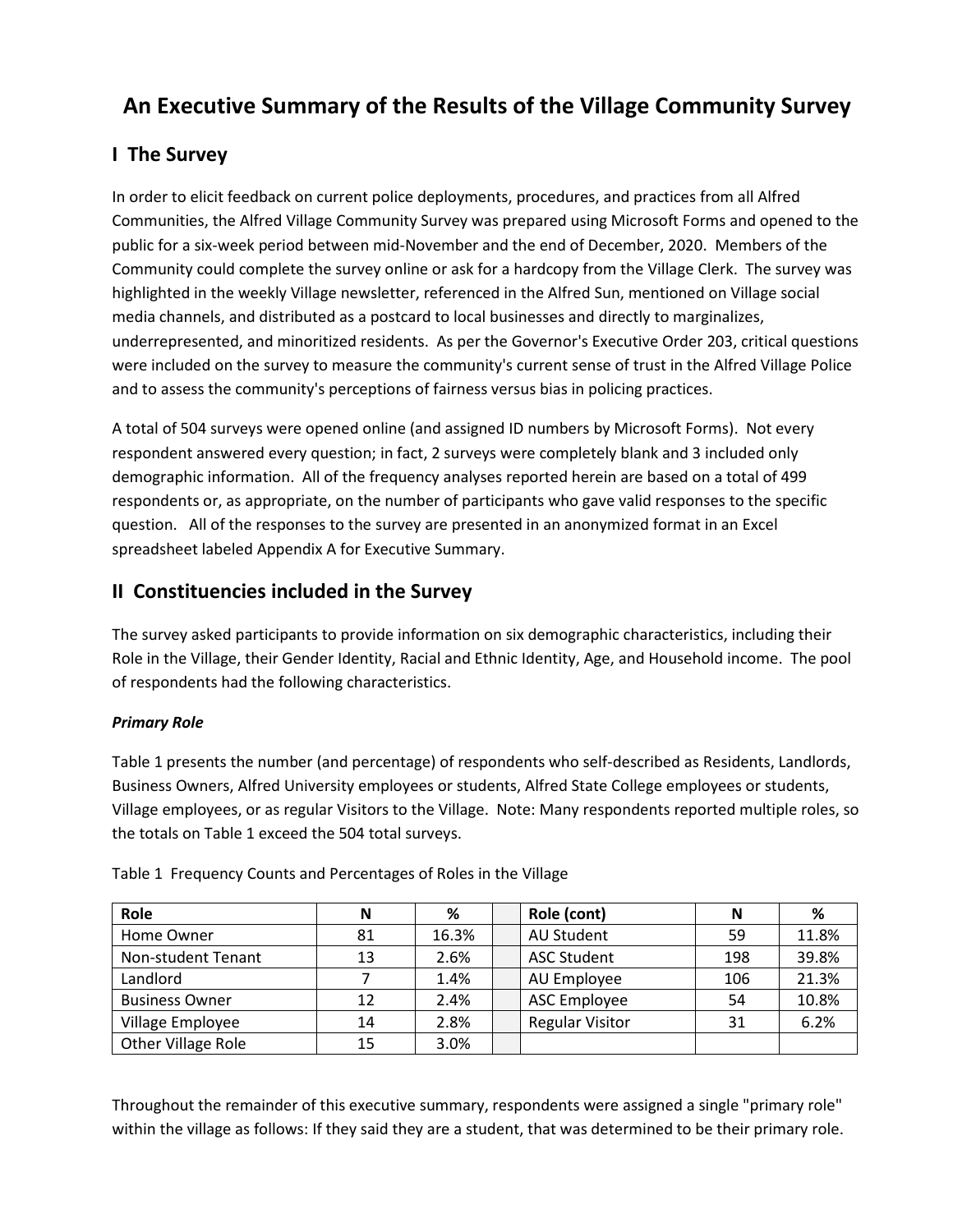# An Executive Summary of the Results of the Village Community Survey

## I The Survey

In order to elicit feedback on current police deployments, procedures, and practices from all Alfred Communities, the Alfred Village Community Survey was prepared using Microsoft Forms and opened to the public for a six-week period between mid-November and the end of December, 2020. Members of the Community could complete the survey online or ask for a hardcopy from the Village Clerk. The survey was highlighted in the weekly Village newsletter, referenced in the Alfred Sun, mentioned on Village social media channels, and distributed as a postcard to local businesses and directly to marginalizes, underrepresented, and minoritized residents. As per the Governor's Executive Order 203, critical questions were included on the survey to measure the community's current sense of trust in the Alfred Village Police and to assess the community's perceptions of fairness versus bias in policing practices.

A total of 504 surveys were opened online (and assigned ID numbers by Microsoft Forms). Not every respondent answered every question; in fact, 2 surveys were completely blank and 3 included only demographic information. All of the frequency analyses reported herein are based on a total of 499 respondents or, as appropriate, on the number of participants who gave valid responses to the specific question. All of the responses to the survey are presented in an anonymized format in an Excel spreadsheet labeled Appendix A for Executive Summary.

## II Constituencies included in the Survey

The survey asked participants to provide information on six demographic characteristics, including their Role in the Village, their Gender Identity, Racial and Ethnic Identity, Age, and Household income. The pool of respondents had the following characteristics.

### *Primary Role*

Table 1 presents the number (and percentage) of respondents who self-described as Residents, Landlords, Business Owners, Alfred University employees or students, Alfred State College employees or students, Village employees, or as regular Visitors to the Village. Note: Many respondents reported multiple roles, so the totals on Table 1 exceed the 504 total surveys.

Table 1 Frequency Counts and Percentages of Roles in the Village

| Role | N | % | | Role (cont) | N | % |
|---|---|---|---|---|---|---|
| Home Owner | 81 | 16.3% | | AU Student | 59 | 11.8% |
| Non-student Tenant | 13 | 2.6% | | ASC Student | 198 | 39.8% |
| Landlord | 7 | 1.4% | | AU Employee | 106 | 21.3% |
| Business Owner | 12 | 2.4% | | ASC Employee | 54 | 10.8% |
| Village Employee | 14 | 2.8% | | Regular Visitor | 31 | 6.2% |
| Other Village Role | 15 | 3.0% | | | | |

Throughout the remainder of this executive summary, respondents were assigned a single "primary role" within the village as follows: If they said they are a student, that was determined to be their primary role.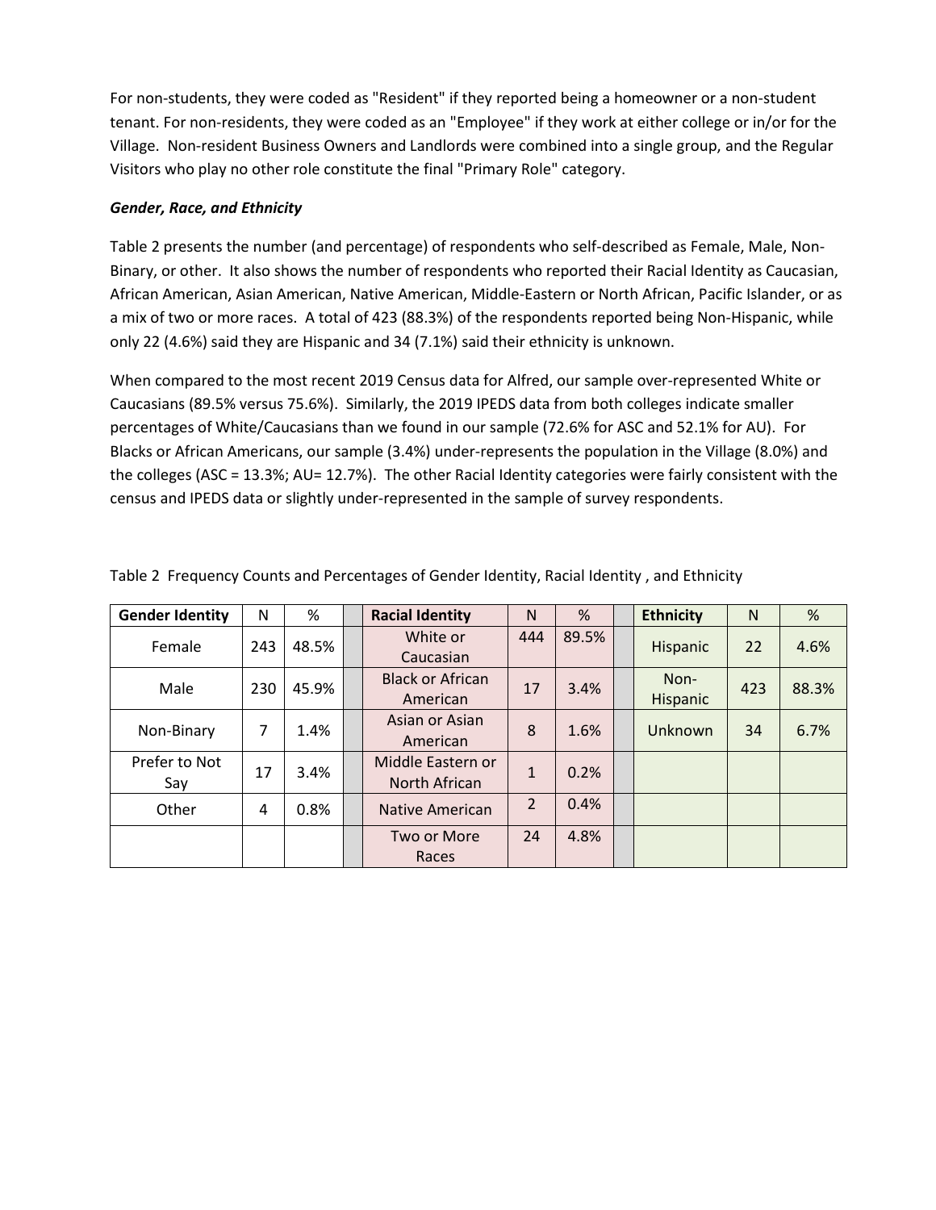For non-students, they were coded as "Resident" if they reported being a homeowner or a non-student tenant. For non-residents, they were coded as an "Employee" if they work at either college or in/or for the Village. Non-resident Business Owners and Landlords were combined into a single group, and the Regular Visitors who play no other role constitute the final "Primary Role" category.

***Gender, Race, and Ethnicity***

Table 2 presents the number (and percentage) of respondents who self-described as Female, Male, Non-Binary, or other. It also shows the number of respondents who reported their Racial Identity as Caucasian, African American, Asian American, Native American, Middle-Eastern or North African, Pacific Islander, or as a mix of two or more races. A total of 423 (88.3%) of the respondents reported being Non-Hispanic, while only 22 (4.6%) said they are Hispanic and 34 (7.1%) said their ethnicity is unknown.

When compared to the most recent 2019 Census data for Alfred, our sample over-represented White or Caucasians (89.5% versus 75.6%). Similarly, the 2019 IPEDS data from both colleges indicate smaller percentages of White/Caucasians than we found in our sample (72.6% for ASC and 52.1% for AU). For Blacks or African Americans, our sample (3.4%) under-represents the population in the Village (8.0%) and the colleges (ASC = 13.3%; AU= 12.7%). The other Racial Identity categories were fairly consistent with the census and IPEDS data or slightly under-represented in the sample of survey respondents.

Table 2 Frequency Counts and Percentages of Gender Identity, Racial Identity , and Ethnicity

| Gender Identity | N | % | | Racial Identity | N | % | | Ethnicity | N | % |
|---|---|---|---|---|---|---|---|---|---|---|
| Female | 243 | 48.5% | | White or Caucasian | 444 | 89.5% | | Hispanic | 22 | 4.6% |
| Male | 230 | 45.9% | | Black or African American | 17 | 3.4% | | Non-Hispanic | 423 | 88.3% |
| Non-Binary | 7 | 1.4% | | Asian or Asian American | 8 | 1.6% | | Unknown | 34 | 6.7% |
| Prefer to Not Say | 17 | 3.4% | | Middle Eastern or North African | 1 | 0.2% | | | | |
| Other | 4 | 0.8% | | Native American | 2 | 0.4% | | | | |
| | | | | Two or More Races | 24 | 4.8% | | | | |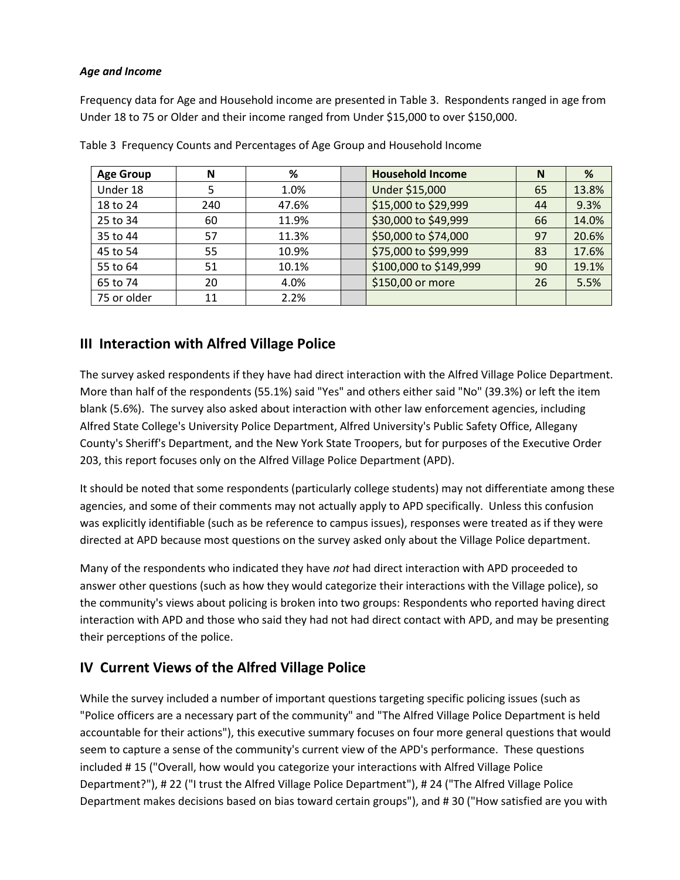***Age and Income***

Frequency data for Age and Household income are presented in Table 3. Respondents ranged in age from Under 18 to 75 or Older and their income ranged from Under $15,000 to over $150,000.

Table 3 Frequency Counts and Percentages of Age Group and Household Income

| Age Group | N | % | | Household Income | N | % |
|---|---|---|---|---|---|---|
| Under 18 | 5 | 1.0% | | Under $15,000 | 65 | 13.8% |
| 18 to 24 | 240 | 47.6% | | $15,000 to $29,999 | 44 | 9.3% |
| 25 to 34 | 60 | 11.9% | | $30,000 to $49,999 | 66 | 14.0% |
| 35 to 44 | 57 | 11.3% | | $50,000 to $74,000 | 97 | 20.6% |
| 45 to 54 | 55 | 10.9% | | $75,000 to $99,999 | 83 | 17.6% |
| 55 to 64 | 51 | 10.1% | | $100,000 to $149,999 | 90 | 19.1% |
| 65 to 74 | 20 | 4.0% | | $150,00 or more | 26 | 5.5% |
| 75 or older | 11 | 2.2% | | | | |

## III Interaction with Alfred Village Police

The survey asked respondents if they have had direct interaction with the Alfred Village Police Department. More than half of the respondents (55.1%) said "Yes" and others either said "No" (39.3%) or left the item blank (5.6%). The survey also asked about interaction with other law enforcement agencies, including Alfred State College's University Police Department, Alfred University's Public Safety Office, Allegany County's Sheriff's Department, and the New York State Troopers, but for purposes of the Executive Order 203, this report focuses only on the Alfred Village Police Department (APD).

It should be noted that some respondents (particularly college students) may not differentiate among these agencies, and some of their comments may not actually apply to APD specifically. Unless this confusion was explicitly identifiable (such as be reference to campus issues), responses were treated as if they were directed at APD because most questions on the survey asked only about the Village Police department.

Many of the respondents who indicated they have *not* had direct interaction with APD proceeded to answer other questions (such as how they would categorize their interactions with the Village police), so the community's views about policing is broken into two groups: Respondents who reported having direct interaction with APD and those who said they had not had direct contact with APD, and may be presenting their perceptions of the police.

## IV Current Views of the Alfred Village Police

While the survey included a number of important questions targeting specific policing issues (such as "Police officers are a necessary part of the community" and "The Alfred Village Police Department is held accountable for their actions"), this executive summary focuses on four more general questions that would seem to capture a sense of the community's current view of the APD's performance. These questions included # 15 ("Overall, how would you categorize your interactions with Alfred Village Police Department?"), # 22 ("I trust the Alfred Village Police Department"), # 24 ("The Alfred Village Police Department makes decisions based on bias toward certain groups"), and # 30 ("How satisfied are you with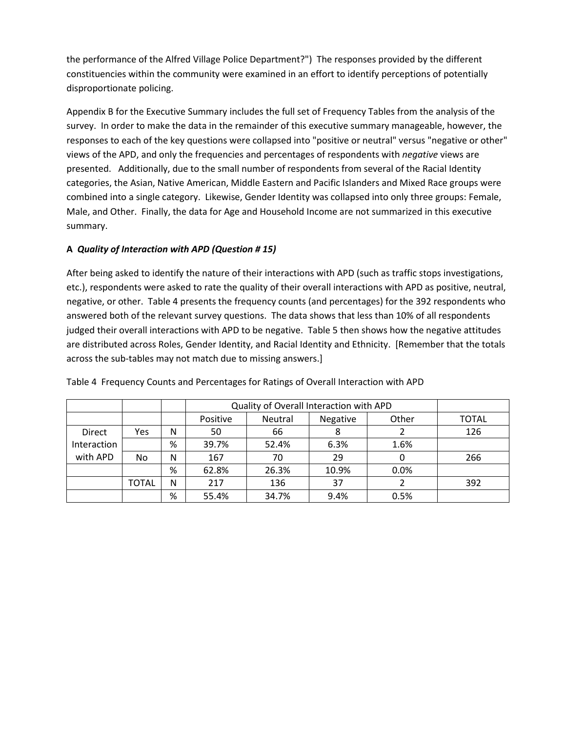the performance of the Alfred Village Police Department?") The responses provided by the different constituencies within the community were examined in an effort to identify perceptions of potentially disproportionate policing.

Appendix B for the Executive Summary includes the full set of Frequency Tables from the analysis of the survey. In order to make the data in the remainder of this executive summary manageable, however, the responses to each of the key questions were collapsed into "positive or neutral" versus "negative or other" views of the APD, and only the frequencies and percentages of respondents with *negative* views are presented. Additionally, due to the small number of respondents from several of the Racial Identity categories, the Asian, Native American, Middle Eastern and Pacific Islanders and Mixed Race groups were combined into a single category. Likewise, Gender Identity was collapsed into only three groups: Female, Male, and Other. Finally, the data for Age and Household Income are not summarized in this executive summary.

### A *Quality of Interaction with APD (Question # 15)*

After being asked to identify the nature of their interactions with APD (such as traffic stops investigations, etc.), respondents were asked to rate the quality of their overall interactions with APD as positive, neutral, negative, or other. Table 4 presents the frequency counts (and percentages) for the 392 respondents who answered both of the relevant survey questions. The data shows that less than 10% of all respondents judged their overall interactions with APD to be negative. Table 5 then shows how the negative attitudes are distributed across Roles, Gender Identity, and Racial Identity and Ethnicity. [Remember that the totals across the sub-tables may not match due to missing answers.]

Table 4 Frequency Counts and Percentages for Ratings of Overall Interaction with APD

| | | | Quality of Overall Interaction with APD | | | | |
|---|---|---|---|---|---|---|---|
| | | | Positive | Neutral | Negative | Other | TOTAL |
| Direct Interaction with APD | Yes | N | 50 | 66 | 8 | 2 | 126 |
| | | % | 39.7% | 52.4% | 6.3% | 1.6% | |
| | No | N | 167 | 70 | 29 | 0 | 266 |
| | | % | 62.8% | 26.3% | 10.9% | 0.0% | |
| | TOTAL | N | 217 | 136 | 37 | 2 | 392 |
| | | % | 55.4% | 34.7% | 9.4% | 0.5% | |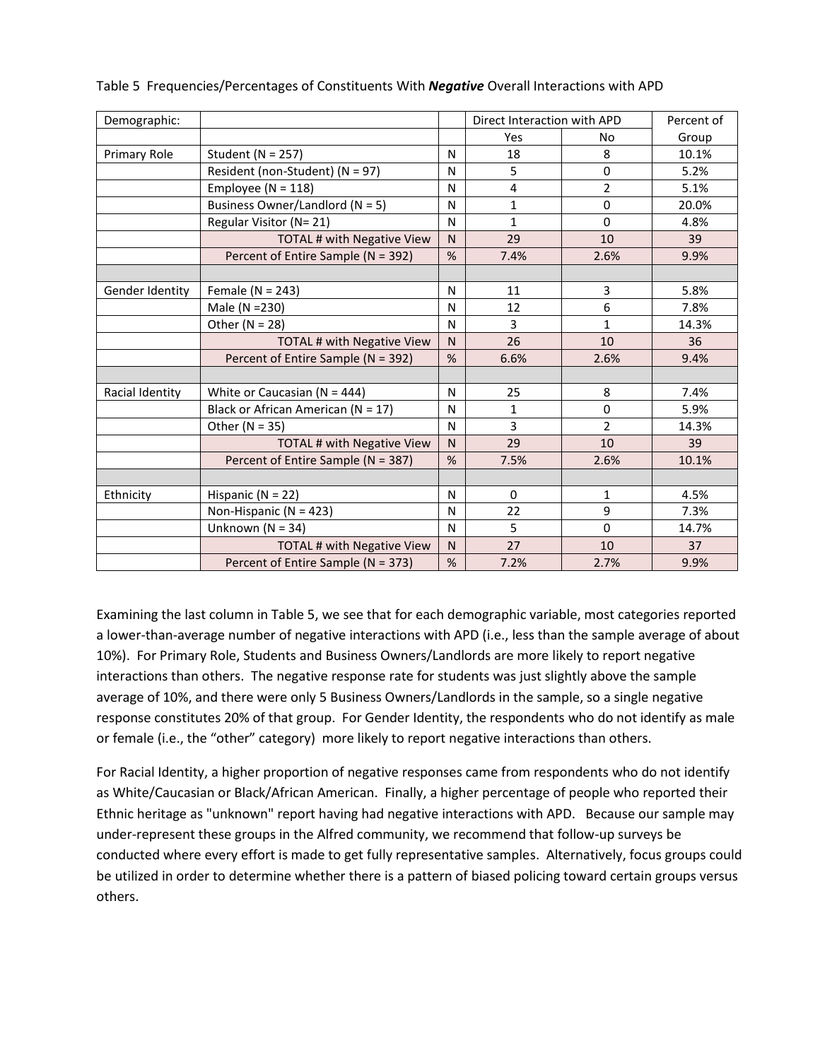Table 5 Frequencies/Percentages of Constituents With ***Negative*** Overall Interactions with APD

| Demographic: | | | Direct Interaction with APD | | Percent of |
|---|---|---|---|---|---|
| | | | Yes | No | Group |
| Primary Role | Student (N = 257) | N | 18 | 8 | 10.1% |
| | Resident (non-Student) (N = 97) | N | 5 | 0 | 5.2% |
| | Employee (N = 118) | N | 4 | 2 | 5.1% |
| | Business Owner/Landlord (N = 5) | N | 1 | 0 | 20.0% |
| | Regular Visitor (N= 21) | N | 1 | 0 | 4.8% |
| | TOTAL # with Negative View | N | 29 | 10 | 39 |
| | Percent of Entire Sample (N = 392) | % | 7.4% | 2.6% | 9.9% |
| | | | | | |
| Gender Identity | Female (N = 243) | N | 11 | 3 | 5.8% |
| | Male (N =230) | N | 12 | 6 | 7.8% |
| | Other (N = 28) | N | 3 | 1 | 14.3% |
| | TOTAL # with Negative View | N | 26 | 10 | 36 |
| | Percent of Entire Sample (N = 392) | % | 6.6% | 2.6% | 9.4% |
| | | | | | |
| Racial Identity | White or Caucasian (N = 444) | N | 25 | 8 | 7.4% |
| | Black or African American (N = 17) | N | 1 | 0 | 5.9% |
| | Other (N = 35) | N | 3 | 2 | 14.3% |
| | TOTAL # with Negative View | N | 29 | 10 | 39 |
| | Percent of Entire Sample (N = 387) | % | 7.5% | 2.6% | 10.1% |
| | | | | | |
| Ethnicity | Hispanic (N = 22) | N | 0 | 1 | 4.5% |
| | Non-Hispanic (N = 423) | N | 22 | 9 | 7.3% |
| | Unknown (N = 34) | N | 5 | 0 | 14.7% |
| | TOTAL # with Negative View | N | 27 | 10 | 37 |
| | Percent of Entire Sample (N = 373) | % | 7.2% | 2.7% | 9.9% |

Examining the last column in Table 5, we see that for each demographic variable, most categories reported a lower-than-average number of negative interactions with APD (i.e., less than the sample average of about 10%). For Primary Role, Students and Business Owners/Landlords are more likely to report negative interactions than others. The negative response rate for students was just slightly above the sample average of 10%, and there were only 5 Business Owners/Landlords in the sample, so a single negative response constitutes 20% of that group. For Gender Identity, the respondents who do not identify as male or female (i.e., the "other" category) more likely to report negative interactions than others.

For Racial Identity, a higher proportion of negative responses came from respondents who do not identify as White/Caucasian or Black/African American. Finally, a higher percentage of people who reported their Ethnic heritage as "unknown" report having had negative interactions with APD. Because our sample may under-represent these groups in the Alfred community, we recommend that follow-up surveys be conducted where every effort is made to get fully representative samples. Alternatively, focus groups could be utilized in order to determine whether there is a pattern of biased policing toward certain groups versus others.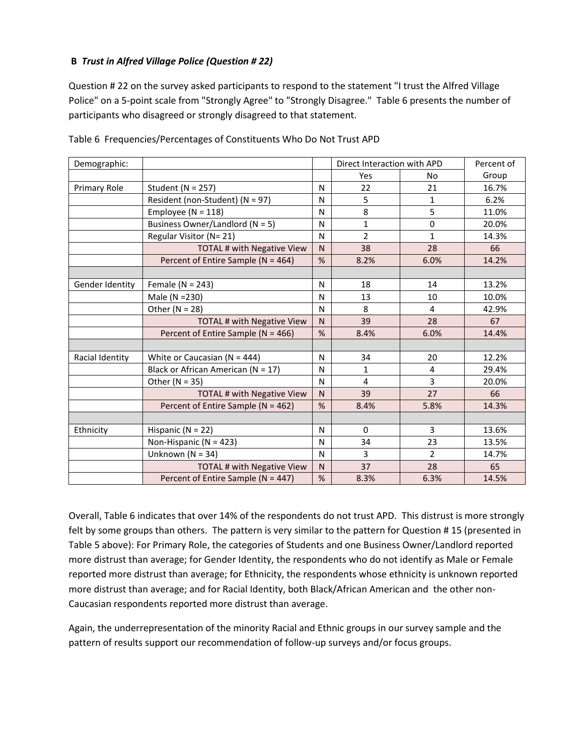**B** ***Trust in Alfred Village Police (Question # 22)***

Question # 22 on the survey asked participants to respond to the statement "I trust the Alfred Village Police" on a 5-point scale from "Strongly Agree" to "Strongly Disagree." Table 6 presents the number of participants who disagreed or strongly disagreed to that statement.

Table 6 Frequencies/Percentages of Constituents Who Do Not Trust APD

| Demographic: | | | Direct Interaction with APD | | Percent of |
|---|---|---|---|---|---|
| | | | Yes | No | Group |
| Primary Role | Student (N = 257) | N | 22 | 21 | 16.7% |
| | Resident (non-Student) (N = 97) | N | 5 | 1 | 6.2% |
| | Employee (N = 118) | N | 8 | 5 | 11.0% |
| | Business Owner/Landlord (N = 5) | N | 1 | 0 | 20.0% |
| | Regular Visitor (N= 21) | N | 2 | 1 | 14.3% |
| | TOTAL # with Negative View | N | 38 | 28 | 66 |
| | Percent of Entire Sample (N = 464) | % | 8.2% | 6.0% | 14.2% |
| | | | | | |
| Gender Identity | Female (N = 243) | N | 18 | 14 | 13.2% |
| | Male (N =230) | N | 13 | 10 | 10.0% |
| | Other (N = 28) | N | 8 | 4 | 42.9% |
| | TOTAL # with Negative View | N | 39 | 28 | 67 |
| | Percent of Entire Sample (N = 466) | % | 8.4% | 6.0% | 14.4% |
| | | | | | |
| Racial Identity | White or Caucasian (N = 444) | N | 34 | 20 | 12.2% |
| | Black or African American (N = 17) | N | 1 | 4 | 29.4% |
| | Other (N = 35) | N | 4 | 3 | 20.0% |
| | TOTAL # with Negative View | N | 39 | 27 | 66 |
| | Percent of Entire Sample (N = 462) | % | 8.4% | 5.8% | 14.3% |
| | | | | | |
| Ethnicity | Hispanic (N = 22) | N | 0 | 3 | 13.6% |
| | Non-Hispanic (N = 423) | N | 34 | 23 | 13.5% |
| | Unknown (N = 34) | N | 3 | 2 | 14.7% |
| | TOTAL # with Negative View | N | 37 | 28 | 65 |
| | Percent of Entire Sample (N = 447) | % | 8.3% | 6.3% | 14.5% |

Overall, Table 6 indicates that over 14% of the respondents do not trust APD. This distrust is more strongly felt by some groups than others. The pattern is very similar to the pattern for Question # 15 (presented in Table 5 above): For Primary Role, the categories of Students and one Business Owner/Landlord reported more distrust than average; for Gender Identity, the respondents who do not identify as Male or Female reported more distrust than average; for Ethnicity, the respondents whose ethnicity is unknown reported more distrust than average; and for Racial Identity, both Black/African American and the other non-Caucasian respondents reported more distrust than average.

Again, the underrepresentation of the minority Racial and Ethnic groups in our survey sample and the pattern of results support our recommendation of follow-up surveys and/or focus groups.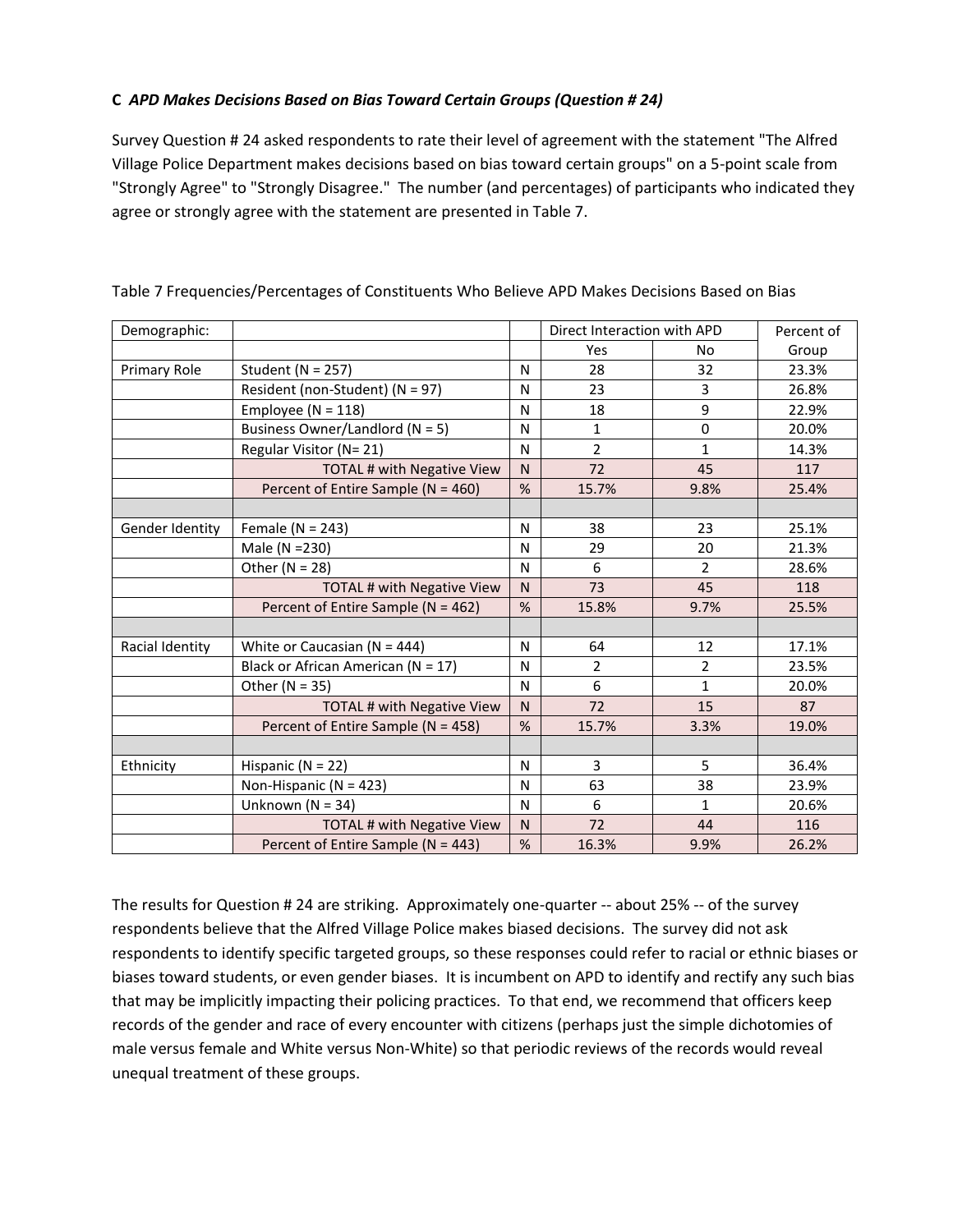**C *APD Makes Decisions Based on Bias Toward Certain Groups (Question # 24)***

Survey Question # 24 asked respondents to rate their level of agreement with the statement "The Alfred Village Police Department makes decisions based on bias toward certain groups" on a 5-point scale from "Strongly Agree" to "Strongly Disagree." The number (and percentages) of participants who indicated they agree or strongly agree with the statement are presented in Table 7.

Table 7 Frequencies/Percentages of Constituents Who Believe APD Makes Decisions Based on Bias

| Demographic: | | | Direct Interaction with APD | | Percent of |
|---|---|---|---|---|---|
| | | | Yes | No | Group |
| Primary Role | Student (N = 257) | N | 28 | 32 | 23.3% |
| | Resident (non-Student) (N = 97) | N | 23 | 3 | 26.8% |
| | Employee (N = 118) | N | 18 | 9 | 22.9% |
| | Business Owner/Landlord (N = 5) | N | 1 | 0 | 20.0% |
| | Regular Visitor (N= 21) | N | 2 | 1 | 14.3% |
| | TOTAL # with Negative View | N | 72 | 45 | 117 |
| | Percent of Entire Sample (N = 460) | % | 15.7% | 9.8% | 25.4% |
| | | | | | |
| Gender Identity | Female (N = 243) | N | 38 | 23 | 25.1% |
| | Male (N =230) | N | 29 | 20 | 21.3% |
| | Other (N = 28) | N | 6 | 2 | 28.6% |
| | TOTAL # with Negative View | N | 73 | 45 | 118 |
| | Percent of Entire Sample (N = 462) | % | 15.8% | 9.7% | 25.5% |
| | | | | | |
| Racial Identity | White or Caucasian (N = 444) | N | 64 | 12 | 17.1% |
| | Black or African American (N = 17) | N | 2 | 2 | 23.5% |
| | Other (N = 35) | N | 6 | 1 | 20.0% |
| | TOTAL # with Negative View | N | 72 | 15 | 87 |
| | Percent of Entire Sample (N = 458) | % | 15.7% | 3.3% | 19.0% |
| | | | | | |
| Ethnicity | Hispanic (N = 22) | N | 3 | 5 | 36.4% |
| | Non-Hispanic (N = 423) | N | 63 | 38 | 23.9% |
| | Unknown (N = 34) | N | 6 | 1 | 20.6% |
| | TOTAL # with Negative View | N | 72 | 44 | 116 |
| | Percent of Entire Sample (N = 443) | % | 16.3% | 9.9% | 26.2% |

The results for Question # 24 are striking. Approximately one-quarter -- about 25% -- of the survey respondents believe that the Alfred Village Police makes biased decisions. The survey did not ask respondents to identify specific targeted groups, so these responses could refer to racial or ethnic biases or biases toward students, or even gender biases. It is incumbent on APD to identify and rectify any such bias that may be implicitly impacting their policing practices. To that end, we recommend that officers keep records of the gender and race of every encounter with citizens (perhaps just the simple dichotomies of male versus female and White versus Non-White) so that periodic reviews of the records would reveal unequal treatment of these groups.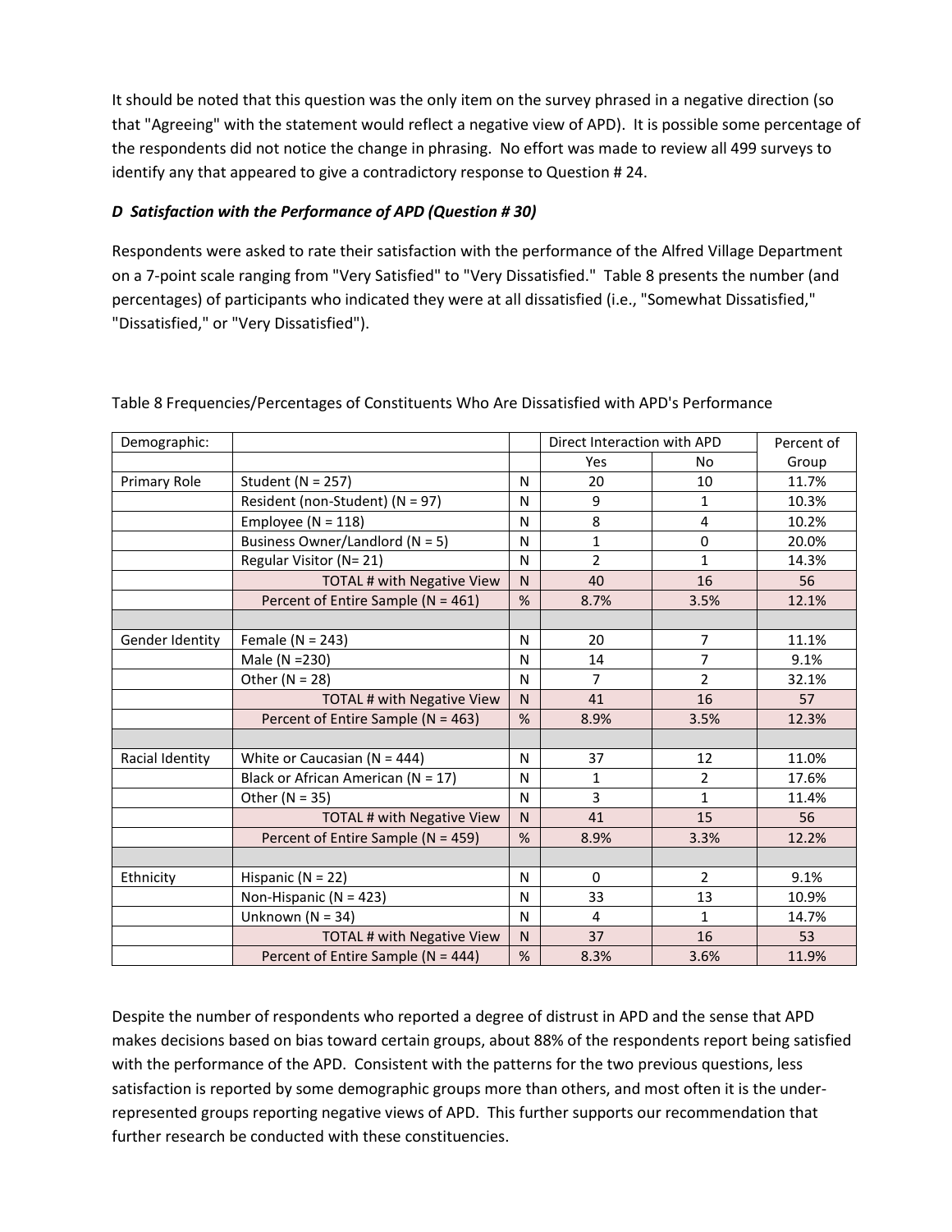It should be noted that this question was the only item on the survey phrased in a negative direction (so that "Agreeing" with the statement would reflect a negative view of APD). It is possible some percentage of the respondents did not notice the change in phrasing. No effort was made to review all 499 surveys to identify any that appeared to give a contradictory response to Question # 24.

### *D Satisfaction with the Performance of APD (Question # 30)*

Respondents were asked to rate their satisfaction with the performance of the Alfred Village Department on a 7-point scale ranging from "Very Satisfied" to "Very Dissatisfied." Table 8 presents the number (and percentages) of participants who indicated they were at all dissatisfied (i.e., "Somewhat Dissatisfied," "Dissatisfied," or "Very Dissatisfied").

Table 8 Frequencies/Percentages of Constituents Who Are Dissatisfied with APD's Performance

| Demographic: | | | Direct Interaction with APD | | Percent of |
|---|---|---|---|---|---|
| | | | Yes | No | Group |
| Primary Role | Student (N = 257) | N | 20 | 10 | 11.7% |
| | Resident (non-Student) (N = 97) | N | 9 | 1 | 10.3% |
| | Employee (N = 118) | N | 8 | 4 | 10.2% |
| | Business Owner/Landlord (N = 5) | N | 1 | 0 | 20.0% |
| | Regular Visitor (N= 21) | N | 2 | 1 | 14.3% |
| | TOTAL # with Negative View | N | 40 | 16 | 56 |
| | Percent of Entire Sample (N = 461) | % | 8.7% | 3.5% | 12.1% |
| | | | | | |
| Gender Identity | Female (N = 243) | N | 20 | 7 | 11.1% |
| | Male (N =230) | N | 14 | 7 | 9.1% |
| | Other (N = 28) | N | 7 | 2 | 32.1% |
| | TOTAL # with Negative View | N | 41 | 16 | 57 |
| | Percent of Entire Sample (N = 463) | % | 8.9% | 3.5% | 12.3% |
| | | | | | |
| Racial Identity | White or Caucasian (N = 444) | N | 37 | 12 | 11.0% |
| | Black or African American (N = 17) | N | 1 | 2 | 17.6% |
| | Other (N = 35) | N | 3 | 1 | 11.4% |
| | TOTAL # with Negative View | N | 41 | 15 | 56 |
| | Percent of Entire Sample (N = 459) | % | 8.9% | 3.3% | 12.2% |
| | | | | | |
| Ethnicity | Hispanic (N = 22) | N | 0 | 2 | 9.1% |
| | Non-Hispanic (N = 423) | N | 33 | 13 | 10.9% |
| | Unknown (N = 34) | N | 4 | 1 | 14.7% |
| | TOTAL # with Negative View | N | 37 | 16 | 53 |
| | Percent of Entire Sample (N = 444) | % | 8.3% | 3.6% | 11.9% |

Despite the number of respondents who reported a degree of distrust in APD and the sense that APD makes decisions based on bias toward certain groups, about 88% of the respondents report being satisfied with the performance of the APD. Consistent with the patterns for the two previous questions, less satisfaction is reported by some demographic groups more than others, and most often it is the under-represented groups reporting negative views of APD. This further supports our recommendation that further research be conducted with these constituencies.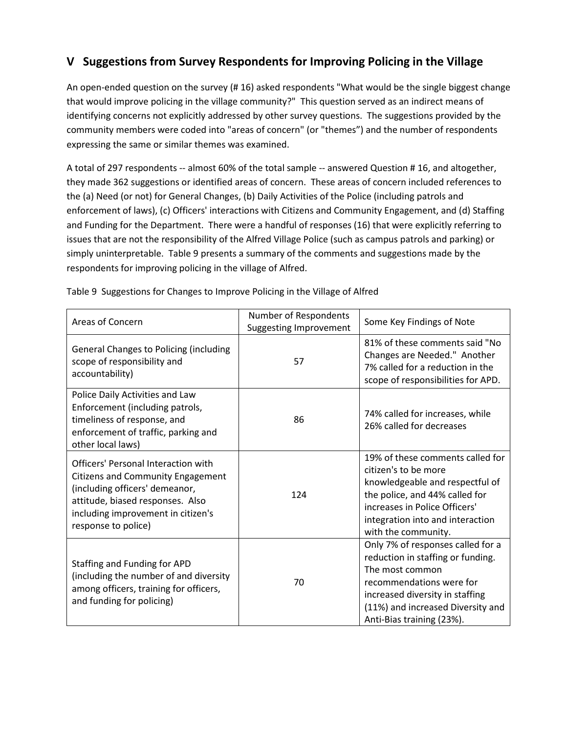## V Suggestions from Survey Respondents for Improving Policing in the Village

An open-ended question on the survey (# 16) asked respondents "What would be the single biggest change that would improve policing in the village community?" This question served as an indirect means of identifying concerns not explicitly addressed by other survey questions. The suggestions provided by the community members were coded into "areas of concern" (or "themes") and the number of respondents expressing the same or similar themes was examined.

A total of 297 respondents -- almost 60% of the total sample -- answered Question # 16, and altogether, they made 362 suggestions or identified areas of concern. These areas of concern included references to the (a) Need (or not) for General Changes, (b) Daily Activities of the Police (including patrols and enforcement of laws), (c) Officers' interactions with Citizens and Community Engagement, and (d) Staffing and Funding for the Department. There were a handful of responses (16) that were explicitly referring to issues that are not the responsibility of the Alfred Village Police (such as campus patrols and parking) or simply uninterpretable. Table 9 presents a summary of the comments and suggestions made by the respondents for improving policing in the village of Alfred.

Table 9 Suggestions for Changes to Improve Policing in the Village of Alfred

| Areas of Concern | Number of Respondents Suggesting Improvement | Some Key Findings of Note |
|---|---|---|
| General Changes to Policing (including scope of responsibility and accountability) | 57 | 81% of these comments said "No Changes are Needed." Another 7% called for a reduction in the scope of responsibilities for APD. |
| Police Daily Activities and Law Enforcement (including patrols, timeliness of response, and enforcement of traffic, parking and other local laws) | 86 | 74% called for increases, while 26% called for decreases |
| Officers' Personal Interaction with Citizens and Community Engagement (including officers' demeanor, attitude, biased responses. Also including improvement in citizen's response to police) | 124 | 19% of these comments called for citizen's to be more knowledgeable and respectful of the police, and 44% called for increases in Police Officers' integration into and interaction with the community. |
| Staffing and Funding for APD (including the number of and diversity among officers, training for officers, and funding for policing) | 70 | Only 7% of responses called for a reduction in staffing or funding. The most common recommendations were for increased diversity in staffing (11%) and increased Diversity and Anti-Bias training (23%). |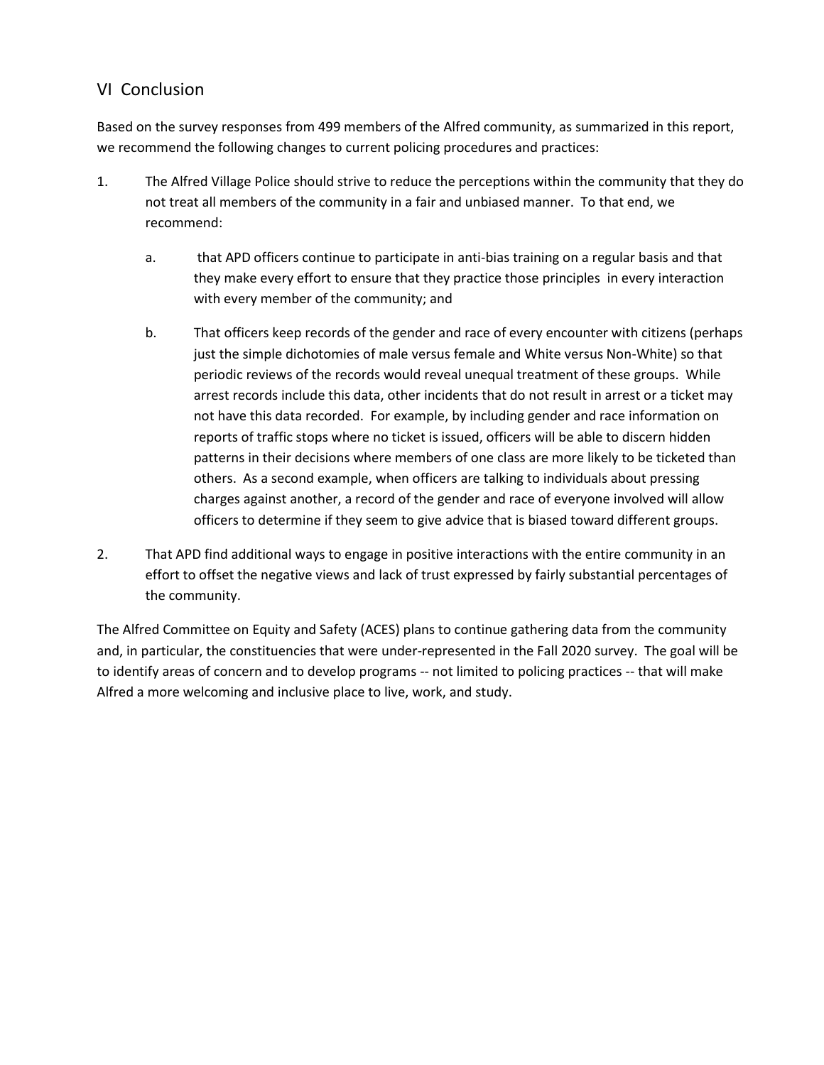## VI Conclusion

Based on the survey responses from 499 members of the Alfred community, as summarized in this report, we recommend the following changes to current policing procedures and practices:

1. The Alfred Village Police should strive to reduce the perceptions within the community that they do not treat all members of the community in a fair and unbiased manner. To that end, we recommend:

    a. that APD officers continue to participate in anti-bias training on a regular basis and that they make every effort to ensure that they practice those principles in every interaction with every member of the community; and

    b. That officers keep records of the gender and race of every encounter with citizens (perhaps just the simple dichotomies of male versus female and White versus Non-White) so that periodic reviews of the records would reveal unequal treatment of these groups. While arrest records include this data, other incidents that do not result in arrest or a ticket may not have this data recorded. For example, by including gender and race information on reports of traffic stops where no ticket is issued, officers will be able to discern hidden patterns in their decisions where members of one class are more likely to be ticketed than others. As a second example, when officers are talking to individuals about pressing charges against another, a record of the gender and race of everyone involved will allow officers to determine if they seem to give advice that is biased toward different groups.

2. That APD find additional ways to engage in positive interactions with the entire community in an effort to offset the negative views and lack of trust expressed by fairly substantial percentages of the community.

The Alfred Committee on Equity and Safety (ACES) plans to continue gathering data from the community and, in particular, the constituencies that were under-represented in the Fall 2020 survey. The goal will be to identify areas of concern and to develop programs -- not limited to policing practices -- that will make Alfred a more welcoming and inclusive place to live, work, and study.